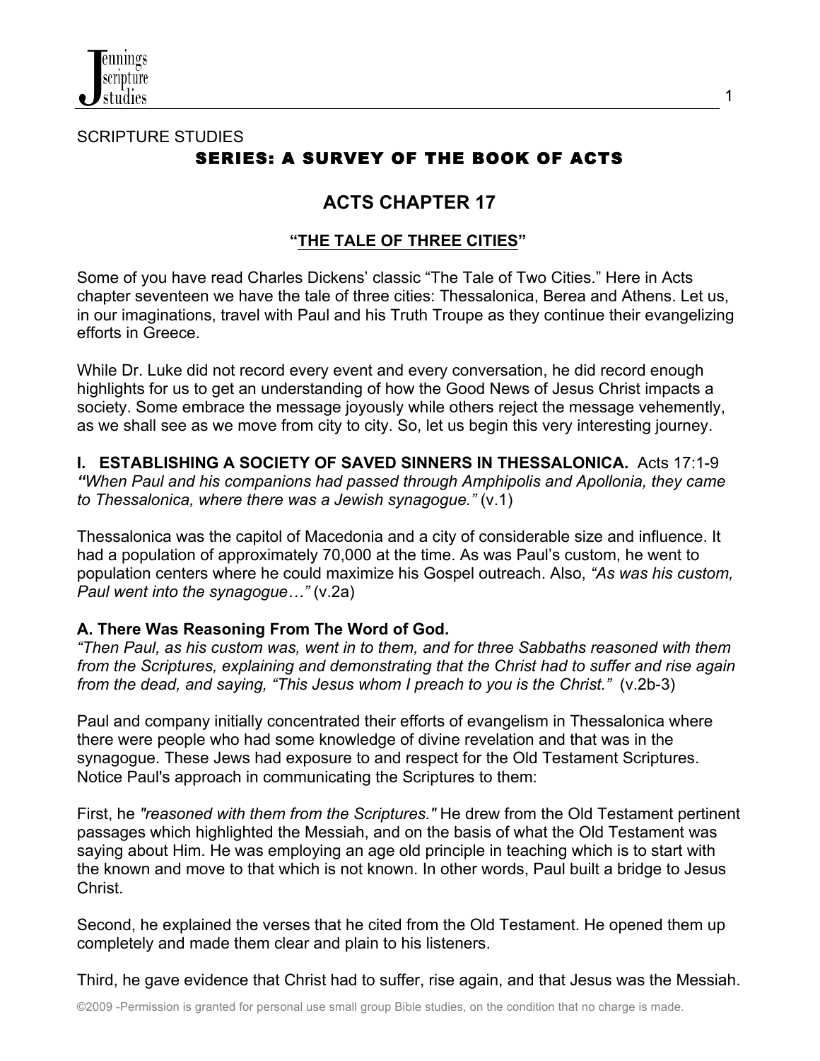SCRIPTURE STUDIES

## SERIES: A SURVEY OF THE BOOK OF ACTS

# ACTS CHAPTER 17

## "THE TALE OF THREE CITIES"

Some of you have read Charles Dickens' classic "The Tale of Two Cities." Here in Acts chapter seventeen we have the tale of three cities: Thessalonica, Berea and Athens. Let us, in our imaginations, travel with Paul and his Truth Troupe as they continue their evangelizing efforts in Greece.

While Dr. Luke did not record every event and every conversation, he did record enough highlights for us to get an understanding of how the Good News of Jesus Christ impacts a society. Some embrace the message joyously while others reject the message vehemently, as we shall see as we move from city to city. So, let us begin this very interesting journey.

**I. ESTABLISHING A SOCIETY OF SAVED SINNERS IN THESSALONICA.** Acts 17:1-9
***"****When Paul and his companions had passed through Amphipolis and Apollonia, they came to Thessalonica, where there was a Jewish synagogue."* (v.1)

Thessalonica was the capitol of Macedonia and a city of considerable size and influence. It had a population of approximately 70,000 at the time. As was Paul's custom, he went to population centers where he could maximize his Gospel outreach. Also, *"As was his custom, Paul went into the synagogue…"* (v.2a)

**A. There Was Reasoning From The Word of God.**
*"Then Paul, as his custom was, went in to them, and for three Sabbaths reasoned with them from the Scriptures, explaining and demonstrating that the Christ had to suffer and rise again from the dead, and saying, "This Jesus whom I preach to you is the Christ."* (v.2b-3)

Paul and company initially concentrated their efforts of evangelism in Thessalonica where there were people who had some knowledge of divine revelation and that was in the synagogue. These Jews had exposure to and respect for the Old Testament Scriptures. Notice Paul's approach in communicating the Scriptures to them:

First, he *"reasoned with them from the Scriptures."* He drew from the Old Testament pertinent passages which highlighted the Messiah, and on the basis of what the Old Testament was saying about Him. He was employing an age old principle in teaching which is to start with the known and move to that which is not known. In other words, Paul built a bridge to Jesus Christ.

Second, he explained the verses that he cited from the Old Testament. He opened them up completely and made them clear and plain to his listeners.

Third, he gave evidence that Christ had to suffer, rise again, and that Jesus was the Messiah.

©2009 -Permission is granted for personal use small group Bible studies, on the condition that no charge is made.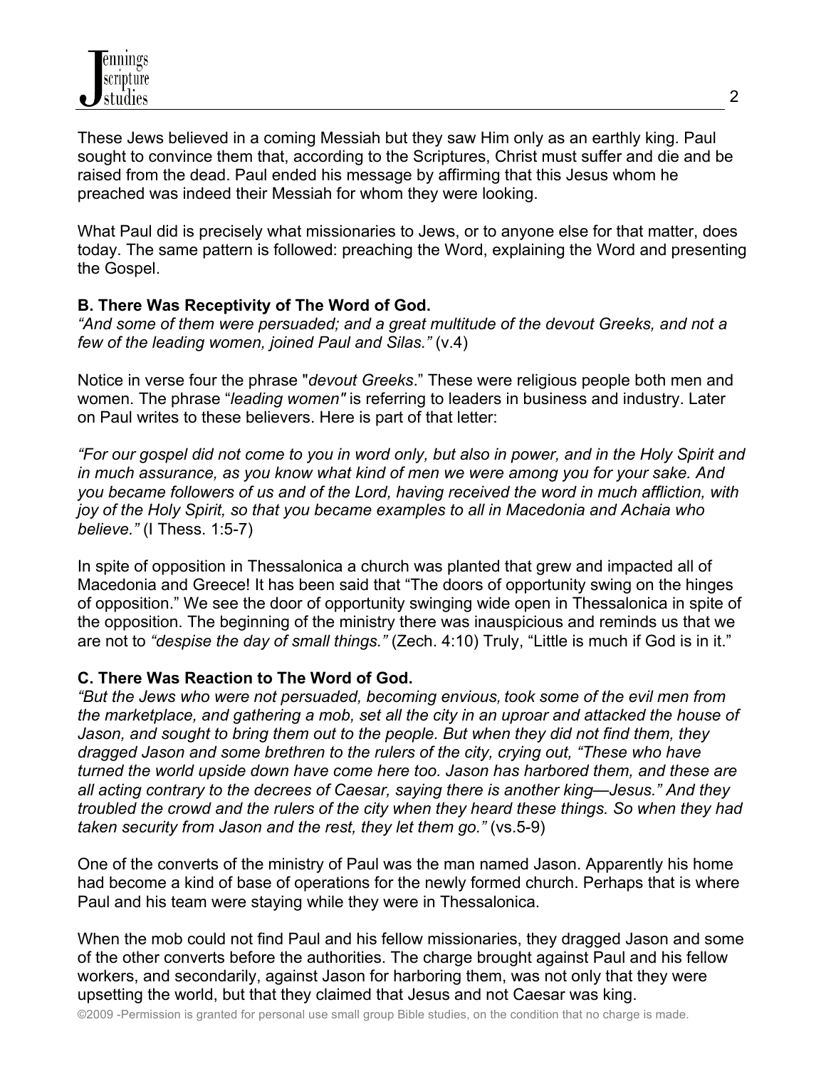These Jews believed in a coming Messiah but they saw Him only as an earthly king. Paul sought to convince them that, according to the Scriptures, Christ must suffer and die and be raised from the dead. Paul ended his message by affirming that this Jesus whom he preached was indeed their Messiah for whom they were looking.

What Paul did is precisely what missionaries to Jews, or to anyone else for that matter, does today. The same pattern is followed: preaching the Word, explaining the Word and presenting the Gospel.

**B. There Was Receptivity of The Word of God.**
*"And some of them were persuaded; and a great multitude of the devout Greeks, and not a few of the leading women, joined Paul and Silas."* (v.4)

Notice in verse four the phrase "*devout Greeks*." These were religious people both men and women. The phrase "*leading women"* is referring to leaders in business and industry. Later on Paul writes to these believers. Here is part of that letter:

*"For our gospel did not come to you in word only, but also in power, and in the Holy Spirit and in much assurance, as you know what kind of men we were among you for your sake. And you became followers of us and of the Lord, having received the word in much affliction, with joy of the Holy Spirit, so that you became examples to all in Macedonia and Achaia who believe."* (I Thess. 1:5-7)

In spite of opposition in Thessalonica a church was planted that grew and impacted all of Macedonia and Greece! It has been said that "The doors of opportunity swing on the hinges of opposition." We see the door of opportunity swinging wide open in Thessalonica in spite of the opposition. The beginning of the ministry there was inauspicious and reminds us that we are not to *"despise the day of small things."* (Zech. 4:10) Truly, "Little is much if God is in it."

**C. There Was Reaction to The Word of God.**
*"But the Jews who were not persuaded, becoming envious, took some of the evil men from the marketplace, and gathering a mob, set all the city in an uproar and attacked the house of Jason, and sought to bring them out to the people. But when they did not find them, they dragged Jason and some brethren to the rulers of the city, crying out, "These who have turned the world upside down have come here too. Jason has harbored them, and these are all acting contrary to the decrees of Caesar, saying there is another king—Jesus." And they troubled the crowd and the rulers of the city when they heard these things. So when they had taken security from Jason and the rest, they let them go."* (vs.5-9)

One of the converts of the ministry of Paul was the man named Jason. Apparently his home had become a kind of base of operations for the newly formed church. Perhaps that is where Paul and his team were staying while they were in Thessalonica.

When the mob could not find Paul and his fellow missionaries, they dragged Jason and some of the other converts before the authorities. The charge brought against Paul and his fellow workers, and secondarily, against Jason for harboring them, was not only that they were upsetting the world, but that they claimed that Jesus and not Caesar was king.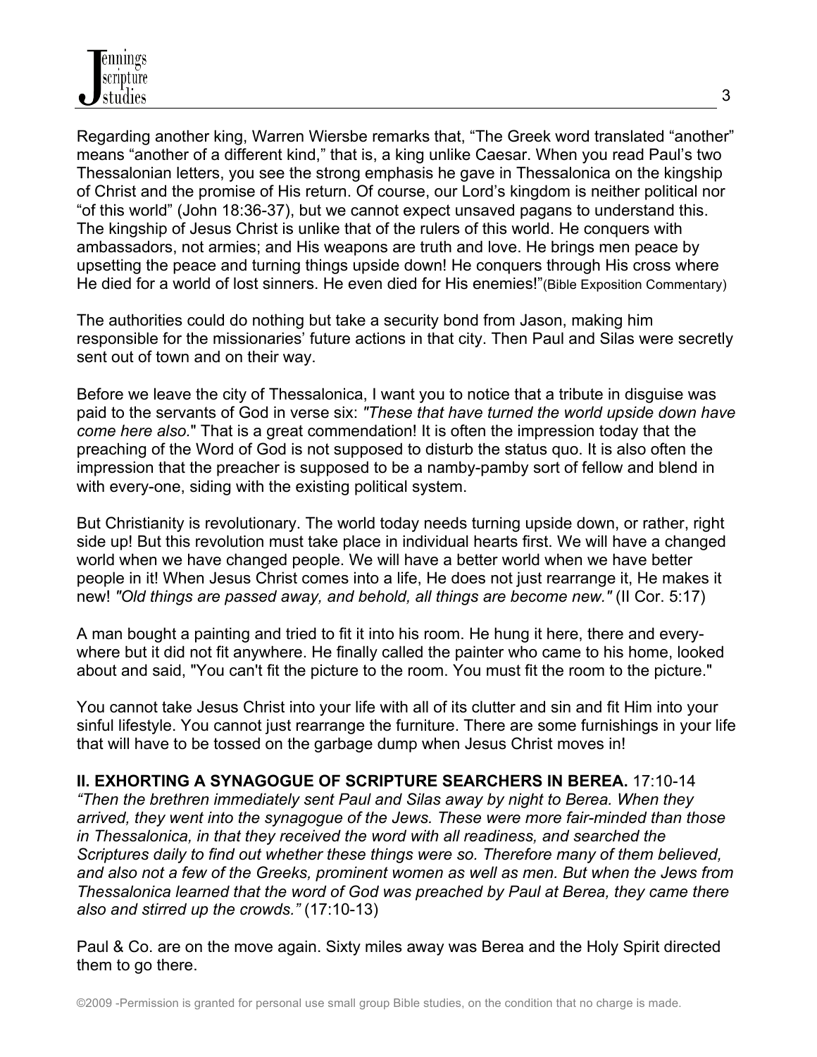Regarding another king, Warren Wiersbe remarks that, “The Greek word translated “another” means “another of a different kind,” that is, a king unlike Caesar. When you read Paul’s two Thessalonian letters, you see the strong emphasis he gave in Thessalonica on the kingship of Christ and the promise of His return. Of course, our Lord’s kingdom is neither political nor “of this world” (John 18:36-37), but we cannot expect unsaved pagans to understand this. The kingship of Jesus Christ is unlike that of the rulers of this world. He conquers with ambassadors, not armies; and His weapons are truth and love. He brings men peace by upsetting the peace and turning things upside down! He conquers through His cross where He died for a world of lost sinners. He even died for His enemies!”(Bible Exposition Commentary)

The authorities could do nothing but take a security bond from Jason, making him responsible for the missionaries’ future actions in that city. Then Paul and Silas were secretly sent out of town and on their way.

Before we leave the city of Thessalonica, I want you to notice that a tribute in disguise was paid to the servants of God in verse six: *"These that have turned the world upside down have come here also."* That is a great commendation! It is often the impression today that the preaching of the Word of God is not supposed to disturb the status quo. It is also often the impression that the preacher is supposed to be a namby-pamby sort of fellow and blend in with every-one, siding with the existing political system.

But Christianity is revolutionary. The world today needs turning upside down, or rather, right side up! But this revolution must take place in individual hearts first. We will have a changed world when we have changed people. We will have a better world when we have better people in it! When Jesus Christ comes into a life, He does not just rearrange it, He makes it new! *"Old things are passed away, and behold, all things are become new."* (II Cor. 5:17)

A man bought a painting and tried to fit it into his room. He hung it here, there and every-where but it did not fit anywhere. He finally called the painter who came to his home, looked about and said, "You can't fit the picture to the room. You must fit the room to the picture."

You cannot take Jesus Christ into your life with all of its clutter and sin and fit Him into your sinful lifestyle. You cannot just rearrange the furniture. There are some furnishings in your life that will have to be tossed on the garbage dump when Jesus Christ moves in!

**II. EXHORTING A SYNAGOGUE OF SCRIPTURE SEARCHERS IN BEREA.** 17:10-14
*“Then the brethren immediately sent Paul and Silas away by night to Berea. When they arrived, they went into the synagogue of the Jews. These were more fair-minded than those in Thessalonica, in that they received the word with all readiness, and searched the Scriptures daily to find out whether these things were so. Therefore many of them believed, and also not a few of the Greeks, prominent women as well as men. But when the Jews from Thessalonica learned that the word of God was preached by Paul at Berea, they came there also and stirred up the crowds.”* (17:10-13)

Paul & Co. are on the move again. Sixty miles away was Berea and the Holy Spirit directed them to go there.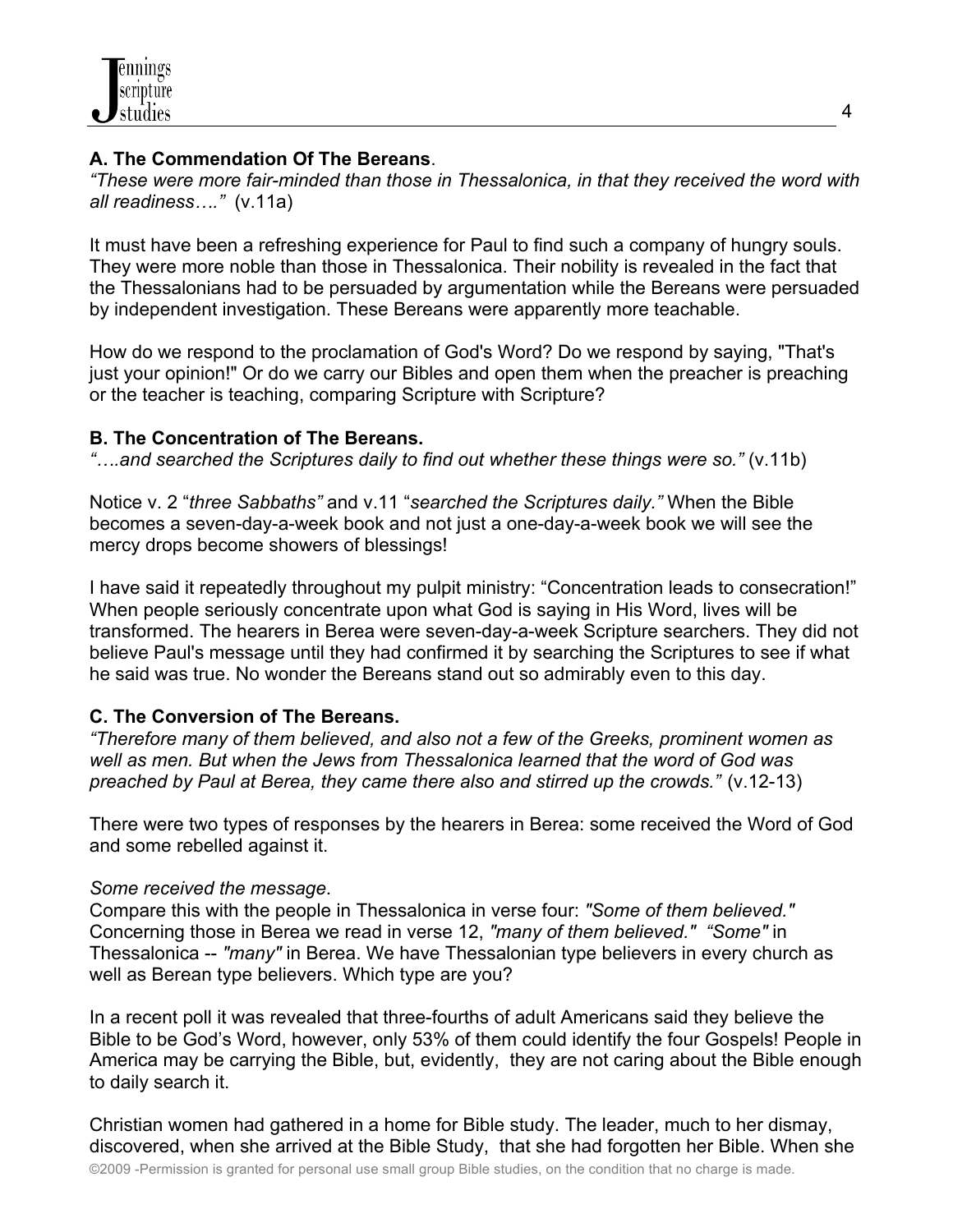**A. The Commendation Of The Bereans**.

*"These were more fair-minded than those in Thessalonica, in that they received the word with all readiness…."* (v.11a)

It must have been a refreshing experience for Paul to find such a company of hungry souls. They were more noble than those in Thessalonica. Their nobility is revealed in the fact that the Thessalonians had to be persuaded by argumentation while the Bereans were persuaded by independent investigation. These Bereans were apparently more teachable.

How do we respond to the proclamation of God's Word? Do we respond by saying, "That's just your opinion!" Or do we carry our Bibles and open them when the preacher is preaching or the teacher is teaching, comparing Scripture with Scripture?

**B. The Concentration of The Bereans.**

*"….and searched the Scriptures daily to find out whether these things were so."* (v.11b)

Notice v. 2 "*three Sabbaths"* and v.11 "*searched the Scriptures daily."* When the Bible becomes a seven-day-a-week book and not just a one-day-a-week book we will see the mercy drops become showers of blessings!

I have said it repeatedly throughout my pulpit ministry: "Concentration leads to consecration!" When people seriously concentrate upon what God is saying in His Word, lives will be transformed. The hearers in Berea were seven-day-a-week Scripture searchers. They did not believe Paul's message until they had confirmed it by searching the Scriptures to see if what he said was true. No wonder the Bereans stand out so admirably even to this day.

**C. The Conversion of The Bereans.**

*"Therefore many of them believed, and also not a few of the Greeks, prominent women as well as men. But when the Jews from Thessalonica learned that the word of God was preached by Paul at Berea, they came there also and stirred up the crowds."* (v.12-13)

There were two types of responses by the hearers in Berea: some received the Word of God and some rebelled against it.

*Some received the message*.

Compare this with the people in Thessalonica in verse four: *"Some of them believed."* Concerning those in Berea we read in verse 12, *"many of them believed."* *"Some"* in Thessalonica -- *"many"* in Berea. We have Thessalonian type believers in every church as well as Berean type believers. Which type are you?

In a recent poll it was revealed that three-fourths of adult Americans said they believe the Bible to be God's Word, however, only 53% of them could identify the four Gospels! People in America may be carrying the Bible, but, evidently, they are not caring about the Bible enough to daily search it.

Christian women had gathered in a home for Bible study. The leader, much to her dismay, discovered, when she arrived at the Bible Study, that she had forgotten her Bible. When she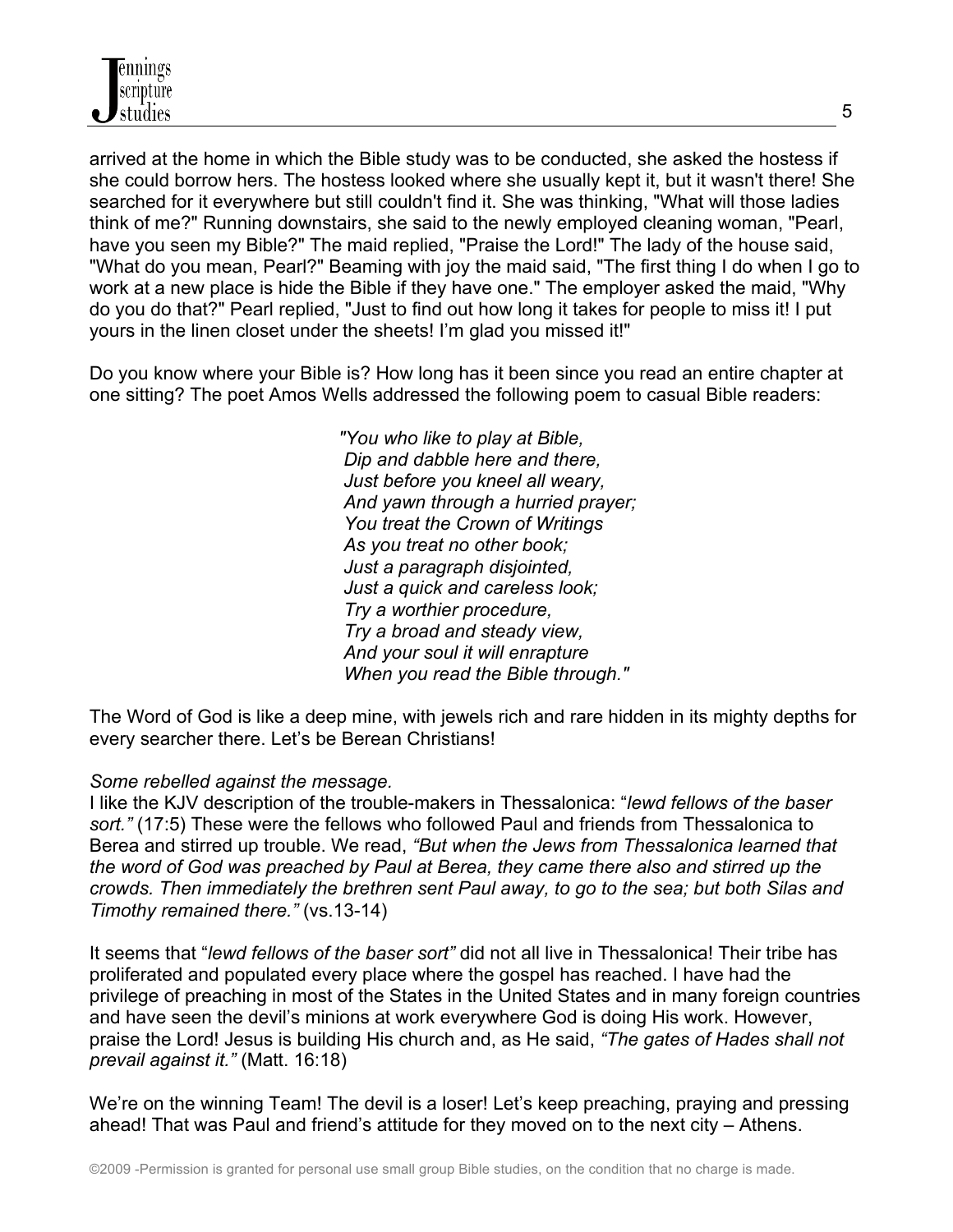arrived at the home in which the Bible study was to be conducted, she asked the hostess if she could borrow hers. The hostess looked where she usually kept it, but it wasn't there! She searched for it everywhere but still couldn't find it. She was thinking, "What will those ladies think of me?" Running downstairs, she said to the newly employed cleaning woman, "Pearl, have you seen my Bible?" The maid replied, "Praise the Lord!" The lady of the house said, "What do you mean, Pearl?" Beaming with joy the maid said, "The first thing I do when I go to work at a new place is hide the Bible if they have one." The employer asked the maid, "Why do you do that?" Pearl replied, "Just to find out how long it takes for people to miss it! I put yours in the linen closet under the sheets! I'm glad you missed it!"

Do you know where your Bible is? How long has it been since you read an entire chapter at one sitting? The poet Amos Wells addressed the following poem to casual Bible readers:

> *"You who like to play at Bible,*
> *Dip and dabble here and there,*
> *Just before you kneel all weary,*
> *And yawn through a hurried prayer;*
> *You treat the Crown of Writings*
> *As you treat no other book;*
> *Just a paragraph disjointed,*
> *Just a quick and careless look;*
> *Try a worthier procedure,*
> *Try a broad and steady view,*
> *And your soul it will enrapture*
> *When you read the Bible through."*

The Word of God is like a deep mine, with jewels rich and rare hidden in its mighty depths for every searcher there. Let's be Berean Christians!

*Some rebelled against the message.*

I like the KJV description of the trouble-makers in Thessalonica: "*lewd fellows of the baser sort."* (17:5) These were the fellows who followed Paul and friends from Thessalonica to Berea and stirred up trouble. We read, *"But when the Jews from Thessalonica learned that the word of God was preached by Paul at Berea, they came there also and stirred up the crowds. Then immediately the brethren sent Paul away, to go to the sea; but both Silas and Timothy remained there."* (vs.13-14)

It seems that "*lewd fellows of the baser sort"* did not all live in Thessalonica! Their tribe has proliferated and populated every place where the gospel has reached. I have had the privilege of preaching in most of the States in the United States and in many foreign countries and have seen the devil's minions at work everywhere God is doing His work. However, praise the Lord! Jesus is building His church and, as He said, *"The gates of Hades shall not prevail against it."* (Matt. 16:18)

We're on the winning Team! The devil is a loser! Let's keep preaching, praying and pressing ahead! That was Paul and friend's attitude for they moved on to the next city – Athens.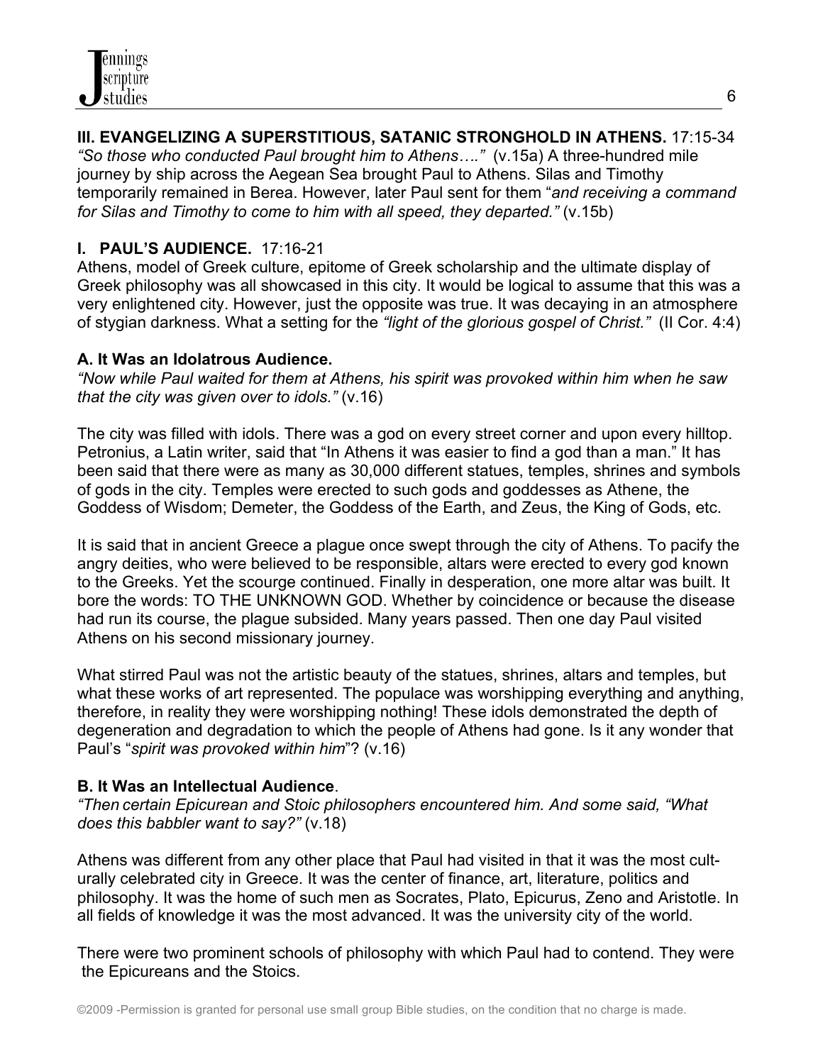**III. EVANGELIZING A SUPERSTITIOUS, SATANIC STRONGHOLD IN ATHENS.** 17:15-34

*"So those who conducted Paul brought him to Athens…."* (v.15a) A three-hundred mile journey by ship across the Aegean Sea brought Paul to Athens. Silas and Timothy temporarily remained in Berea. However, later Paul sent for them "*and receiving a command for Silas and Timothy to come to him with all speed, they departed."* (v.15b)

**I. PAUL'S AUDIENCE.** 17:16-21

Athens, model of Greek culture, epitome of Greek scholarship and the ultimate display of Greek philosophy was all showcased in this city. It would be logical to assume that this was a very enlightened city. However, just the opposite was true. It was decaying in an atmosphere of stygian darkness. What a setting for the *"light of the glorious gospel of Christ."* (II Cor. 4:4)

**A. It Was an Idolatrous Audience.**

*"Now while Paul waited for them at Athens, his spirit was provoked within him when he saw that the city was given over to idols."* (v.16)

The city was filled with idols. There was a god on every street corner and upon every hilltop. Petronius, a Latin writer, said that "In Athens it was easier to find a god than a man." It has been said that there were as many as 30,000 different statues, temples, shrines and symbols of gods in the city. Temples were erected to such gods and goddesses as Athene, the Goddess of Wisdom; Demeter, the Goddess of the Earth, and Zeus, the King of Gods, etc.

It is said that in ancient Greece a plague once swept through the city of Athens. To pacify the angry deities, who were believed to be responsible, altars were erected to every god known to the Greeks. Yet the scourge continued. Finally in desperation, one more altar was built. It bore the words: TO THE UNKNOWN GOD. Whether by coincidence or because the disease had run its course, the plague subsided. Many years passed. Then one day Paul visited Athens on his second missionary journey.

What stirred Paul was not the artistic beauty of the statues, shrines, altars and temples, but what these works of art represented. The populace was worshipping everything and anything, therefore, in reality they were worshipping nothing! These idols demonstrated the depth of degeneration and degradation to which the people of Athens had gone. Is it any wonder that Paul's "*spirit was provoked within him*"? (v.16)

**B. It Was an Intellectual Audience**.

*"Then certain Epicurean and Stoic philosophers encountered him. And some said, "What does this babbler want to say?"* (v.18)

Athens was different from any other place that Paul had visited in that it was the most culturally celebrated city in Greece. It was the center of finance, art, literature, politics and philosophy. It was the home of such men as Socrates, Plato, Epicurus, Zeno and Aristotle. In all fields of knowledge it was the most advanced. It was the university city of the world.

There were two prominent schools of philosophy with which Paul had to contend. They were the Epicureans and the Stoics.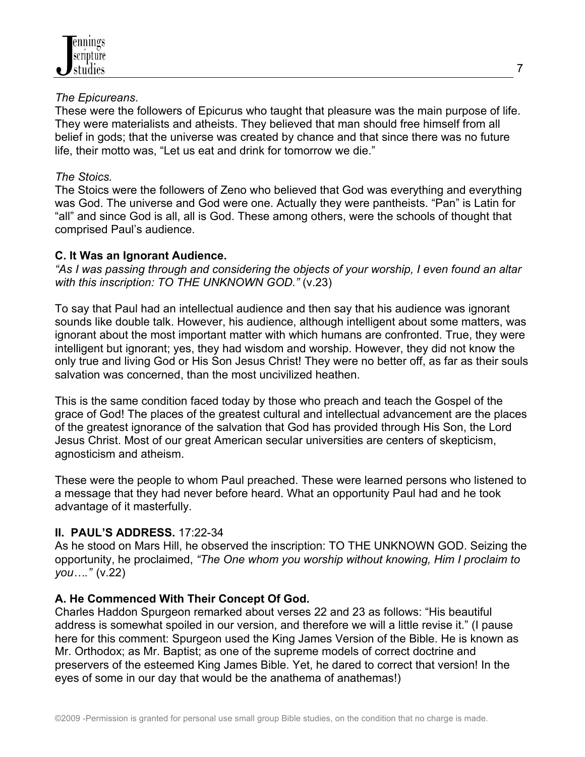*The Epicureans*.
These were the followers of Epicurus who taught that pleasure was the main purpose of life. They were materialists and atheists. They believed that man should free himself from all belief in gods; that the universe was created by chance and that since there was no future life, their motto was, “Let us eat and drink for tomorrow we die.”

*The Stoics.*
The Stoics were the followers of Zeno who believed that God was everything and everything was God. The universe and God were one. Actually they were pantheists. “Pan” is Latin for “all” and since God is all, all is God. These among others, were the schools of thought that comprised Paul’s audience.

**C. It Was an Ignorant Audience.**
*“As I was passing through and considering the objects of your worship, I even found an altar with this inscription: TO THE UNKNOWN GOD.”* (v.23)

To say that Paul had an intellectual audience and then say that his audience was ignorant sounds like double talk. However, his audience, although intelligent about some matters, was ignorant about the most important matter with which humans are confronted. True, they were intelligent but ignorant; yes, they had wisdom and worship. However, they did not know the only true and living God or His Son Jesus Christ! They were no better off, as far as their souls salvation was concerned, than the most uncivilized heathen.

This is the same condition faced today by those who preach and teach the Gospel of the grace of God! The places of the greatest cultural and intellectual advancement are the places of the greatest ignorance of the salvation that God has provided through His Son, the Lord Jesus Christ. Most of our great American secular universities are centers of skepticism, agnosticism and atheism.

These were the people to whom Paul preached. These were learned persons who listened to a message that they had never before heard. What an opportunity Paul had and he took advantage of it masterfully.

**II. PAUL’S ADDRESS.** 17:22-34
As he stood on Mars Hill, he observed the inscription: TO THE UNKNOWN GOD. Seizing the opportunity, he proclaimed, *“The One whom you worship without knowing, Him I proclaim to you….”* (v.22)

**A. He Commenced With Their Concept Of God.**
Charles Haddon Spurgeon remarked about verses 22 and 23 as follows: “His beautiful address is somewhat spoiled in our version, and therefore we will a little revise it.” (I pause here for this comment: Spurgeon used the King James Version of the Bible. He is known as Mr. Orthodox; as Mr. Baptist; as one of the supreme models of correct doctrine and preservers of the esteemed King James Bible. Yet, he dared to correct that version! In the eyes of some in our day that would be the anathema of anathemas!)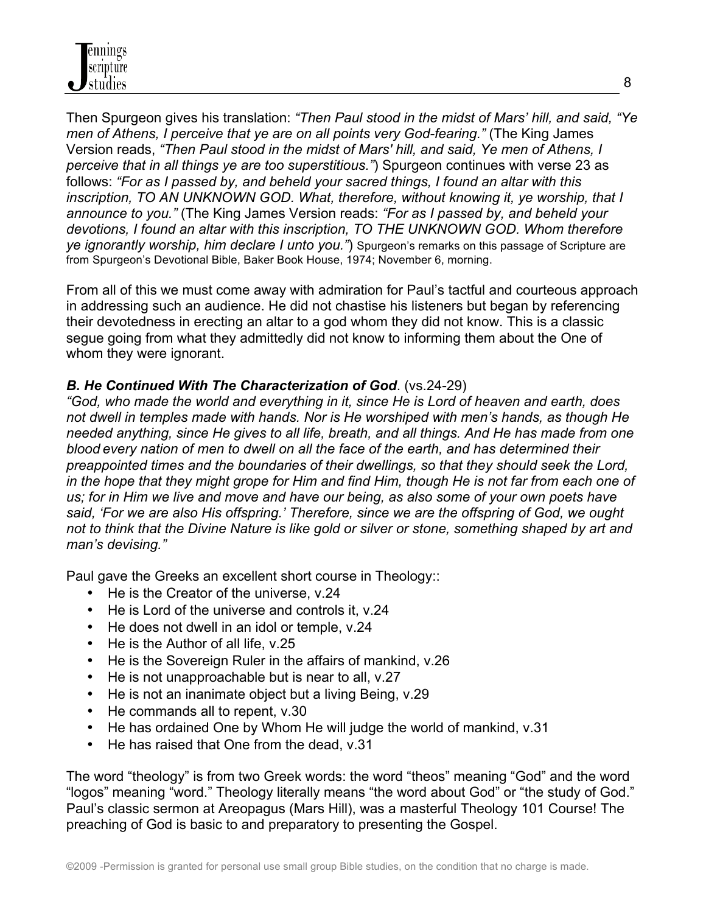Then Spurgeon gives his translation: *"Then Paul stood in the midst of Mars' hill, and said, "Ye men of Athens, I perceive that ye are on all points very God-fearing."* (The King James Version reads, *"Then Paul stood in the midst of Mars' hill, and said, Ye men of Athens, I perceive that in all things ye are too superstitious."*) Spurgeon continues with verse 23 as follows: *"For as I passed by, and beheld your sacred things, I found an altar with this inscription, TO AN UNKNOWN GOD. What, therefore, without knowing it, ye worship, that I announce to you."* (The King James Version reads: *"For as I passed by, and beheld your devotions, I found an altar with this inscription, TO THE UNKNOWN GOD. Whom therefore ye ignorantly worship, him declare I unto you."*) Spurgeon's remarks on this passage of Scripture are from Spurgeon's Devotional Bible, Baker Book House, 1974; November 6, morning.

From all of this we must come away with admiration for Paul's tactful and courteous approach in addressing such an audience. He did not chastise his listeners but began by referencing their devotedness in erecting an altar to a god whom they did not know. This is a classic segue going from what they admittedly did not know to informing them about the One of whom they were ignorant.

***B. He Continued With The Characterization of God*.** (vs.24-29)

*"God, who made the world and everything in it, since He is Lord of heaven and earth, does not dwell in temples made with hands. Nor is He worshiped with men's hands, as though He needed anything, since He gives to all life, breath, and all things. And He has made from one blood every nation of men to dwell on all the face of the earth, and has determined their preappointed times and the boundaries of their dwellings, so that they should seek the Lord, in the hope that they might grope for Him and find Him, though He is not far from each one of us; for in Him we live and move and have our being, as also some of your own poets have said, 'For we are also His offspring.' Therefore, since we are the offspring of God, we ought not to think that the Divine Nature is like gold or silver or stone, something shaped by art and man's devising."*

Paul gave the Greeks an excellent short course in Theology::

- He is the Creator of the universe, v.24
- He is Lord of the universe and controls it, v.24
- He does not dwell in an idol or temple, v.24
- He is the Author of all life, v.25
- He is the Sovereign Ruler in the affairs of mankind, v.26
- He is not unapproachable but is near to all, v.27
- He is not an inanimate object but a living Being, v.29
- He commands all to repent, v.30
- He has ordained One by Whom He will judge the world of mankind, v.31
- He has raised that One from the dead, v.31

The word "theology" is from two Greek words: the word "theos" meaning "God" and the word "logos" meaning "word." Theology literally means "the word about God" or "the study of God." Paul's classic sermon at Areopagus (Mars Hill), was a masterful Theology 101 Course! The preaching of God is basic to and preparatory to presenting the Gospel.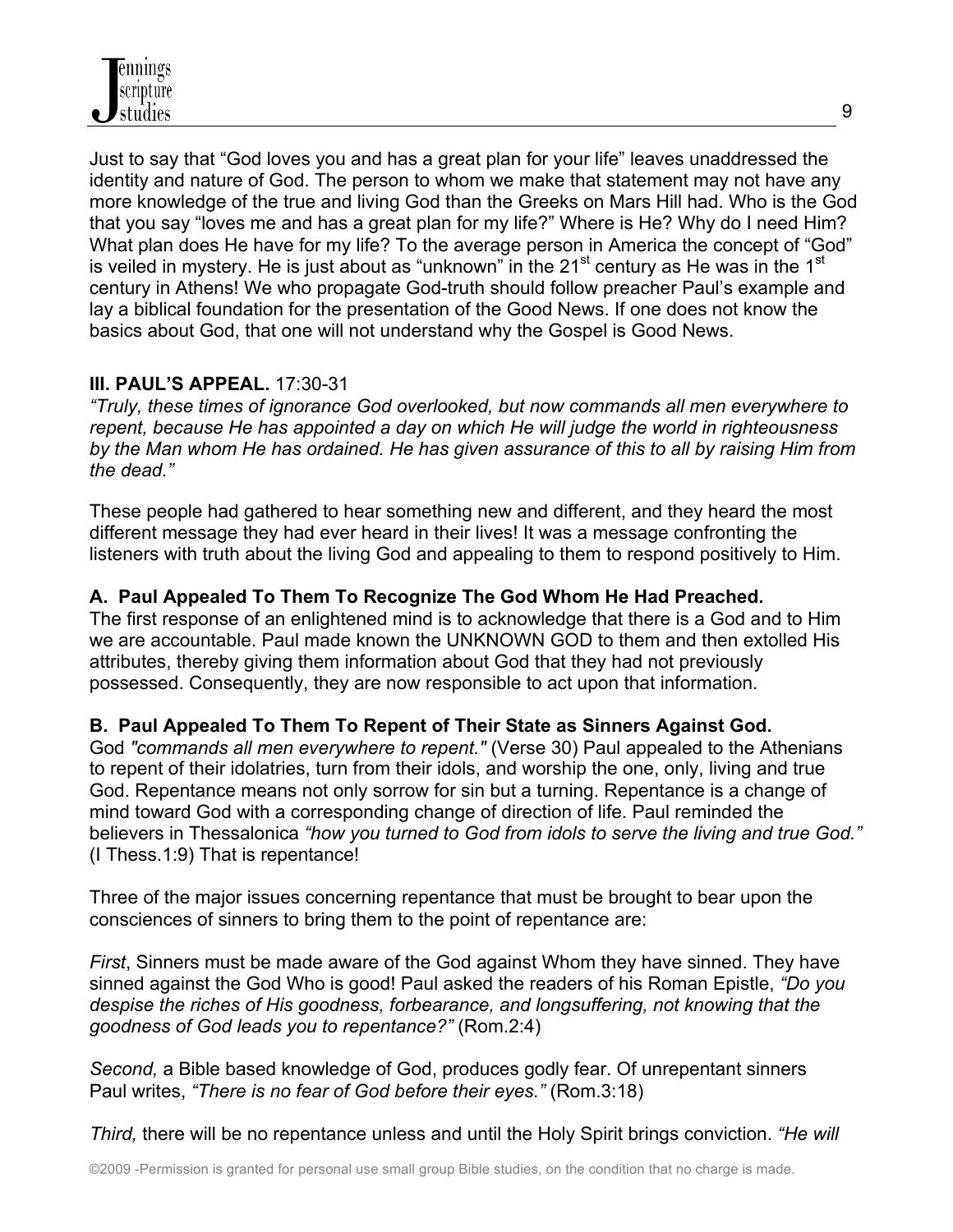Just to say that "God loves you and has a great plan for your life" leaves unaddressed the identity and nature of God. The person to whom we make that statement may not have any more knowledge of the true and living God than the Greeks on Mars Hill had. Who is the God that you say "loves me and has a great plan for my life?" Where is He? Why do I need Him? What plan does He have for my life? To the average person in America the concept of "God" is veiled in mystery. He is just about as "unknown" in the 21st century as He was in the 1st century in Athens! We who propagate God-truth should follow preacher Paul's example and lay a biblical foundation for the presentation of the Good News. If one does not know the basics about God, that one will not understand why the Gospel is Good News.

**III. PAUL'S APPEAL.** 17:30-31

*"Truly, these times of ignorance God overlooked, but now commands all men everywhere to repent, because He has appointed a day on which He will judge the world in righteousness by the Man whom He has ordained. He has given assurance of this to all by raising Him from the dead."*

These people had gathered to hear something new and different, and they heard the most different message they had ever heard in their lives! It was a message confronting the listeners with truth about the living God and appealing to them to respond positively to Him.

**A. Paul Appealed To Them To Recognize The God Whom He Had Preached.**

The first response of an enlightened mind is to acknowledge that there is a God and to Him we are accountable. Paul made known the UNKNOWN GOD to them and then extolled His attributes, thereby giving them information about God that they had not previously possessed. Consequently, they are now responsible to act upon that information.

**B. Paul Appealed To Them To Repent of Their State as Sinners Against God.**

God *"commands all men everywhere to repent."* (Verse 30) Paul appealed to the Athenians to repent of their idolatries, turn from their idols, and worship the one, only, living and true God. Repentance means not only sorrow for sin but a turning. Repentance is a change of mind toward God with a corresponding change of direction of life. Paul reminded the believers in Thessalonica *"how you turned to God from idols to serve the living and true God."* (I Thess.1:9) That is repentance!

Three of the major issues concerning repentance that must be brought to bear upon the consciences of sinners to bring them to the point of repentance are:

*First*, Sinners must be made aware of the God against Whom they have sinned. They have sinned against the God Who is good! Paul asked the readers of his Roman Epistle, *"Do you despise the riches of His goodness, forbearance, and longsuffering, not knowing that the goodness of God leads you to repentance?"* (Rom.2:4)

*Second,* a Bible based knowledge of God, produces godly fear. Of unrepentant sinners Paul writes, *"There is no fear of God before their eyes."* (Rom.3:18)

*Third,* there will be no repentance unless and until the Holy Spirit brings conviction. *"He will*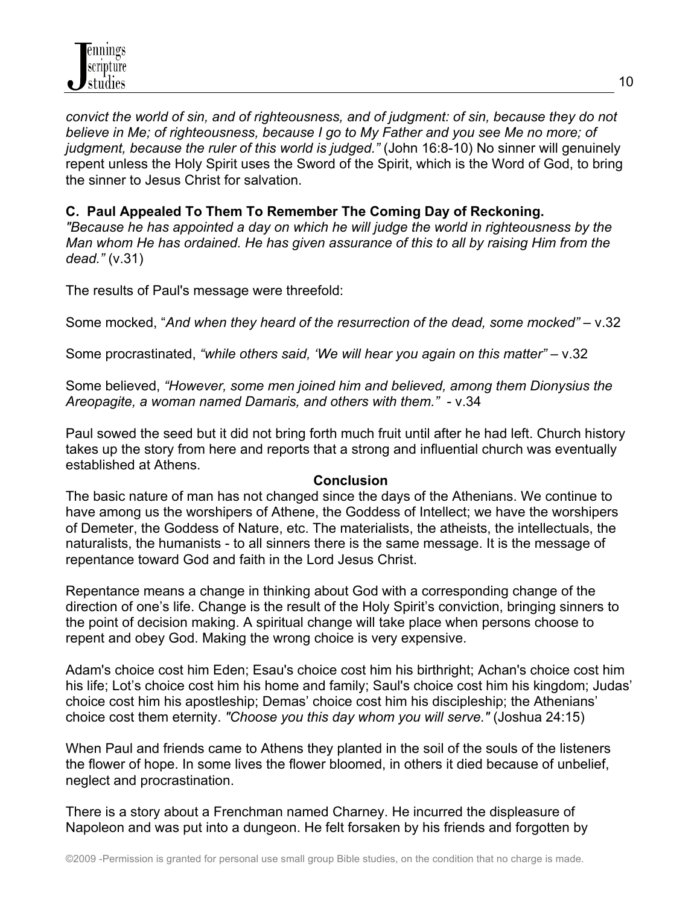*convict the world of sin, and of righteousness, and of judgment: of sin, because they do not believe in Me; of righteousness, because I go to My Father and you see Me no more; of judgment, because the ruler of this world is judged."* (John 16:8-10) No sinner will genuinely repent unless the Holy Spirit uses the Sword of the Spirit, which is the Word of God, to bring the sinner to Jesus Christ for salvation.

### C. Paul Appealed To Them To Remember The Coming Day of Reckoning.

*"Because he has appointed a day on which he will judge the world in righteousness by the Man whom He has ordained. He has given assurance of this to all by raising Him from the dead."* (v.31)

The results of Paul's message were threefold:

Some mocked, "*And when they heard of the resurrection of the dead, some mocked"* – v.32

Some procrastinated, *"while others said, 'We will hear you again on this matter"* – v.32

Some believed, *"However, some men joined him and believed, among them Dionysius the Areopagite, a woman named Damaris, and others with them."* - v.34

Paul sowed the seed but it did not bring forth much fruit until after he had left. Church history takes up the story from here and reports that a strong and influential church was eventually established at Athens.

## Conclusion

The basic nature of man has not changed since the days of the Athenians. We continue to have among us the worshipers of Athene, the Goddess of Intellect; we have the worshipers of Demeter, the Goddess of Nature, etc. The materialists, the atheists, the intellectuals, the naturalists, the humanists - to all sinners there is the same message. It is the message of repentance toward God and faith in the Lord Jesus Christ.

Repentance means a change in thinking about God with a corresponding change of the direction of one's life. Change is the result of the Holy Spirit's conviction, bringing sinners to the point of decision making. A spiritual change will take place when persons choose to repent and obey God. Making the wrong choice is very expensive.

Adam's choice cost him Eden; Esau's choice cost him his birthright; Achan's choice cost him his life; Lot's choice cost him his home and family; Saul's choice cost him his kingdom; Judas' choice cost him his apostleship; Demas' choice cost him his discipleship; the Athenians' choice cost them eternity. *"Choose you this day whom you will serve."* (Joshua 24:15)

When Paul and friends came to Athens they planted in the soil of the souls of the listeners the flower of hope. In some lives the flower bloomed, in others it died because of unbelief, neglect and procrastination.

There is a story about a Frenchman named Charney. He incurred the displeasure of Napoleon and was put into a dungeon. He felt forsaken by his friends and forgotten by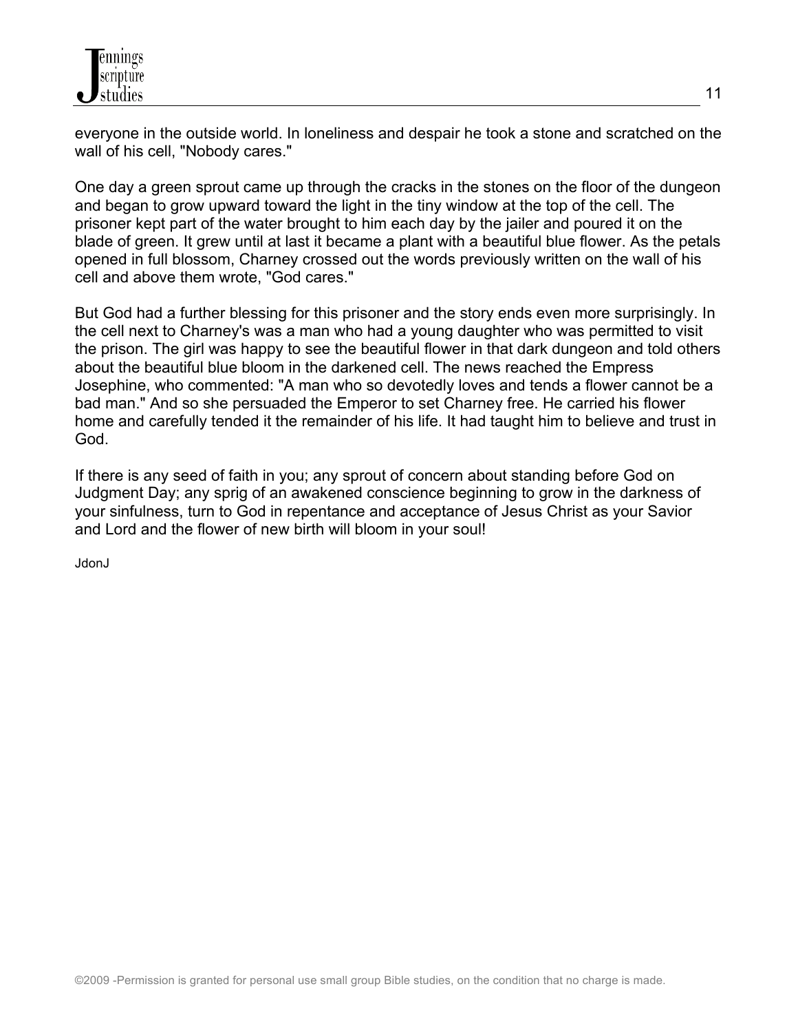everyone in the outside world. In loneliness and despair he took a stone and scratched on the wall of his cell, "Nobody cares."

One day a green sprout came up through the cracks in the stones on the floor of the dungeon and began to grow upward toward the light in the tiny window at the top of the cell. The prisoner kept part of the water brought to him each day by the jailer and poured it on the blade of green. It grew until at last it became a plant with a beautiful blue flower. As the petals opened in full blossom, Charney crossed out the words previously written on the wall of his cell and above them wrote, "God cares."

But God had a further blessing for this prisoner and the story ends even more surprisingly. In the cell next to Charney's was a man who had a young daughter who was permitted to visit the prison. The girl was happy to see the beautiful flower in that dark dungeon and told others about the beautiful blue bloom in the darkened cell. The news reached the Empress Josephine, who commented: "A man who so devotedly loves and tends a flower cannot be a bad man." And so she persuaded the Emperor to set Charney free. He carried his flower home and carefully tended it the remainder of his life. It had taught him to believe and trust in God.

If there is any seed of faith in you; any sprout of concern about standing before God on Judgment Day; any sprig of an awakened conscience beginning to grow in the darkness of your sinfulness, turn to God in repentance and acceptance of Jesus Christ as your Savior and Lord and the flower of new birth will bloom in your soul!

JdonJ